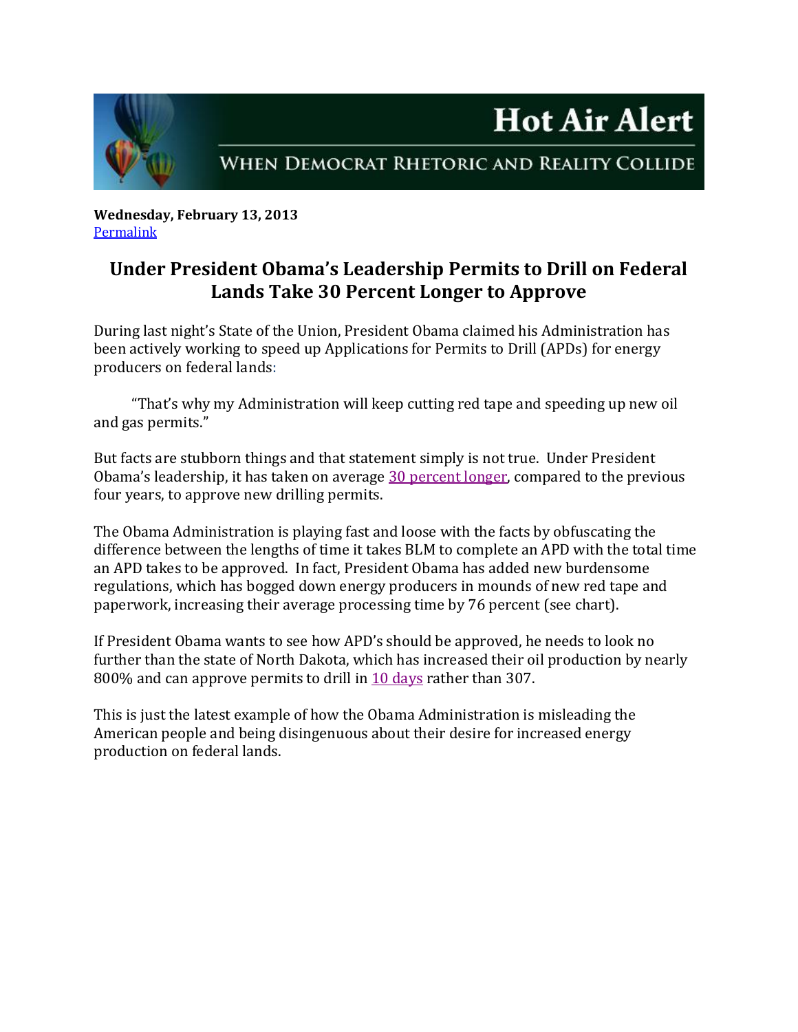# Hot Air Alert

WHEN DEMOCRAT RHETORIC AND REALITY COLLIDE

**Wednesday, February 13, 2013**
[Permalink]

## Under President Obama's Leadership Permits to Drill on Federal Lands Take 30 Percent Longer to Approve

During last night's State of the Union, President Obama claimed his Administration has been actively working to speed up Applications for Permits to Drill (APDs) for energy producers on federal lands:

> "That's why my Administration will keep cutting red tape and speeding up new oil and gas permits."

But facts are stubborn things and that statement simply is not true. Under President Obama's leadership, it has taken on average [30 percent longer], compared to the previous four years, to approve new drilling permits.

The Obama Administration is playing fast and loose with the facts by obfuscating the difference between the lengths of time it takes BLM to complete an APD with the total time an APD takes to be approved. In fact, President Obama has added new burdensome regulations, which has bogged down energy producers in mounds of new red tape and paperwork, increasing their average processing time by 76 percent (see chart).

If President Obama wants to see how APD's should be approved, he needs to look no further than the state of North Dakota, which has increased their oil production by nearly 800% and can approve permits to drill in [10 days] rather than 307.

This is just the latest example of how the Obama Administration is misleading the American people and being disingenuous about their desire for increased energy production on federal lands.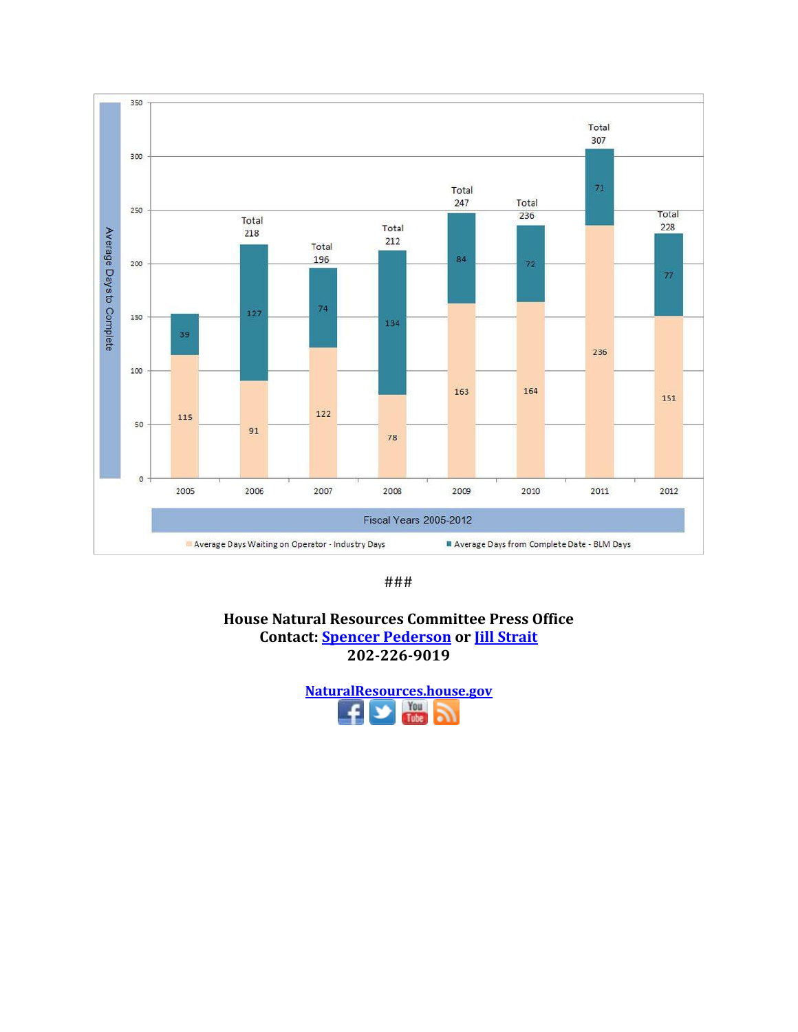Average Days to Complete

350
300
250
200
150
100
50
0

2005: 115, 39
2006: Total 218; 91, 127
2007: Total 196; 122, 74
2008: Total 212; 78, 134
2009: Total 247; 163, 84
2010: Total 236; 164, 72
2011: Total 307; 236, 71
2012: Total 228; 151, 77

Fiscal Years 2005-2012

Average Days Waiting on Operator - Industry Days
Average Days from Complete Date - BLM Days

###

**House Natural Resources Committee Press Office**
**Contact: Spencer Pederson or Jill Strait**
**202-226-9019**

**NaturalResources.house.gov**